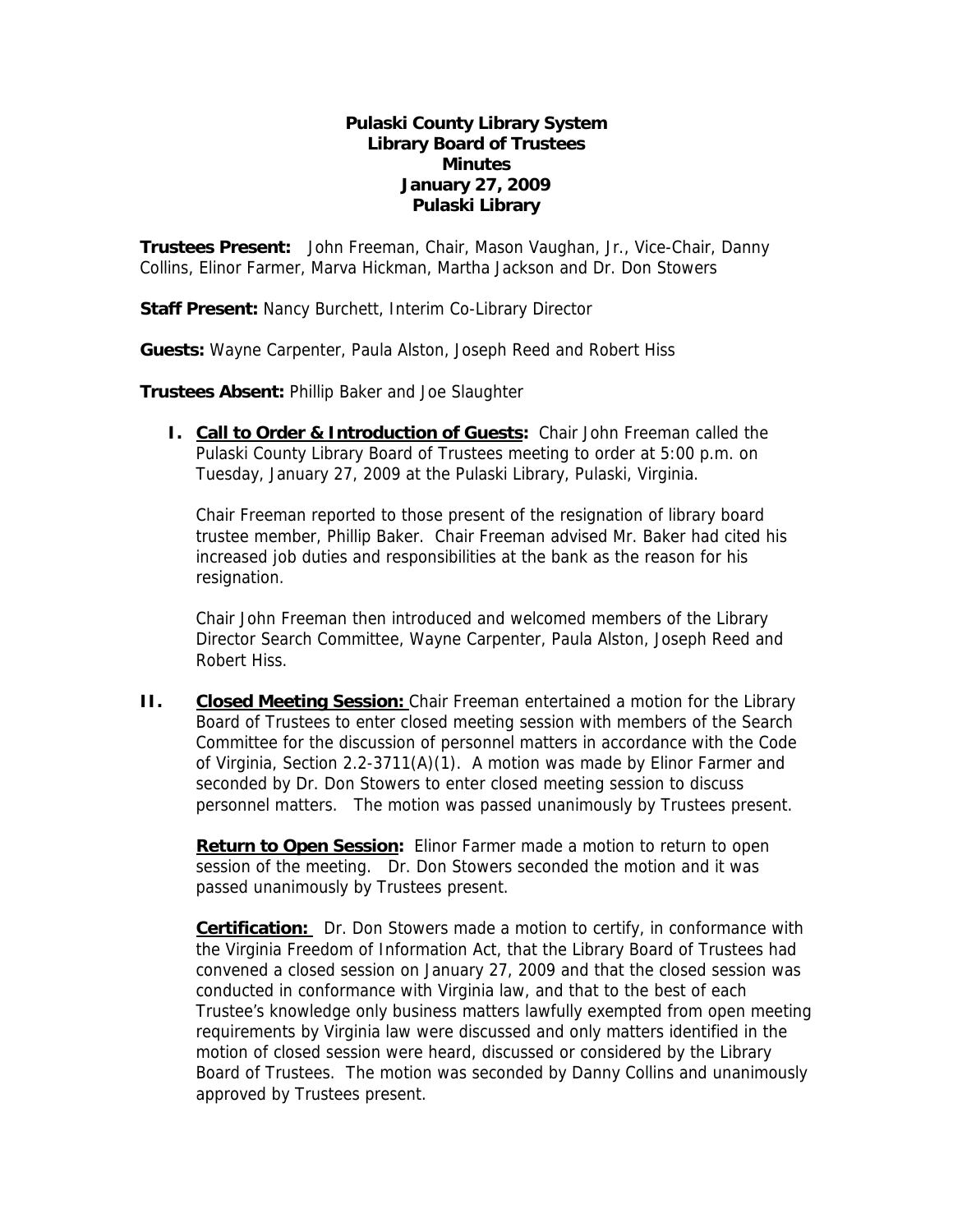# Pulaski County Library System
## Library Board of Trustees
## Minutes
## January 27, 2009
## Pulaski Library

**Trustees Present:** John Freeman, Chair, Mason Vaughan, Jr., Vice-Chair, Danny Collins, Elinor Farmer, Marva Hickman, Martha Jackson and Dr. Don Stowers

**Staff Present:** Nancy Burchett, Interim Co-Library Director

**Guests:** Wayne Carpenter, Paula Alston, Joseph Reed and Robert Hiss

**Trustees Absent:** Phillip Baker and Joe Slaughter

**I. Call to Order & Introduction of Guests:** Chair John Freeman called the Pulaski County Library Board of Trustees meeting to order at 5:00 p.m. on Tuesday, January 27, 2009 at the Pulaski Library, Pulaski, Virginia.

Chair Freeman reported to those present of the resignation of library board trustee member, Phillip Baker. Chair Freeman advised Mr. Baker had cited his increased job duties and responsibilities at the bank as the reason for his resignation.

Chair John Freeman then introduced and welcomed members of the Library Director Search Committee, Wayne Carpenter, Paula Alston, Joseph Reed and Robert Hiss.

**II. Closed Meeting Session:** Chair Freeman entertained a motion for the Library Board of Trustees to enter closed meeting session with members of the Search Committee for the discussion of personnel matters in accordance with the Code of Virginia, Section 2.2-3711(A)(1). A motion was made by Elinor Farmer and seconded by Dr. Don Stowers to enter closed meeting session to discuss personnel matters. The motion was passed unanimously by Trustees present.

**Return to Open Session:** Elinor Farmer made a motion to return to open session of the meeting. Dr. Don Stowers seconded the motion and it was passed unanimously by Trustees present.

**Certification:** Dr. Don Stowers made a motion to certify, in conformance with the Virginia Freedom of Information Act, that the Library Board of Trustees had convened a closed session on January 27, 2009 and that the closed session was conducted in conformance with Virginia law, and that to the best of each Trustee's knowledge only business matters lawfully exempted from open meeting requirements by Virginia law were discussed and only matters identified in the motion of closed session were heard, discussed or considered by the Library Board of Trustees. The motion was seconded by Danny Collins and unanimously approved by Trustees present.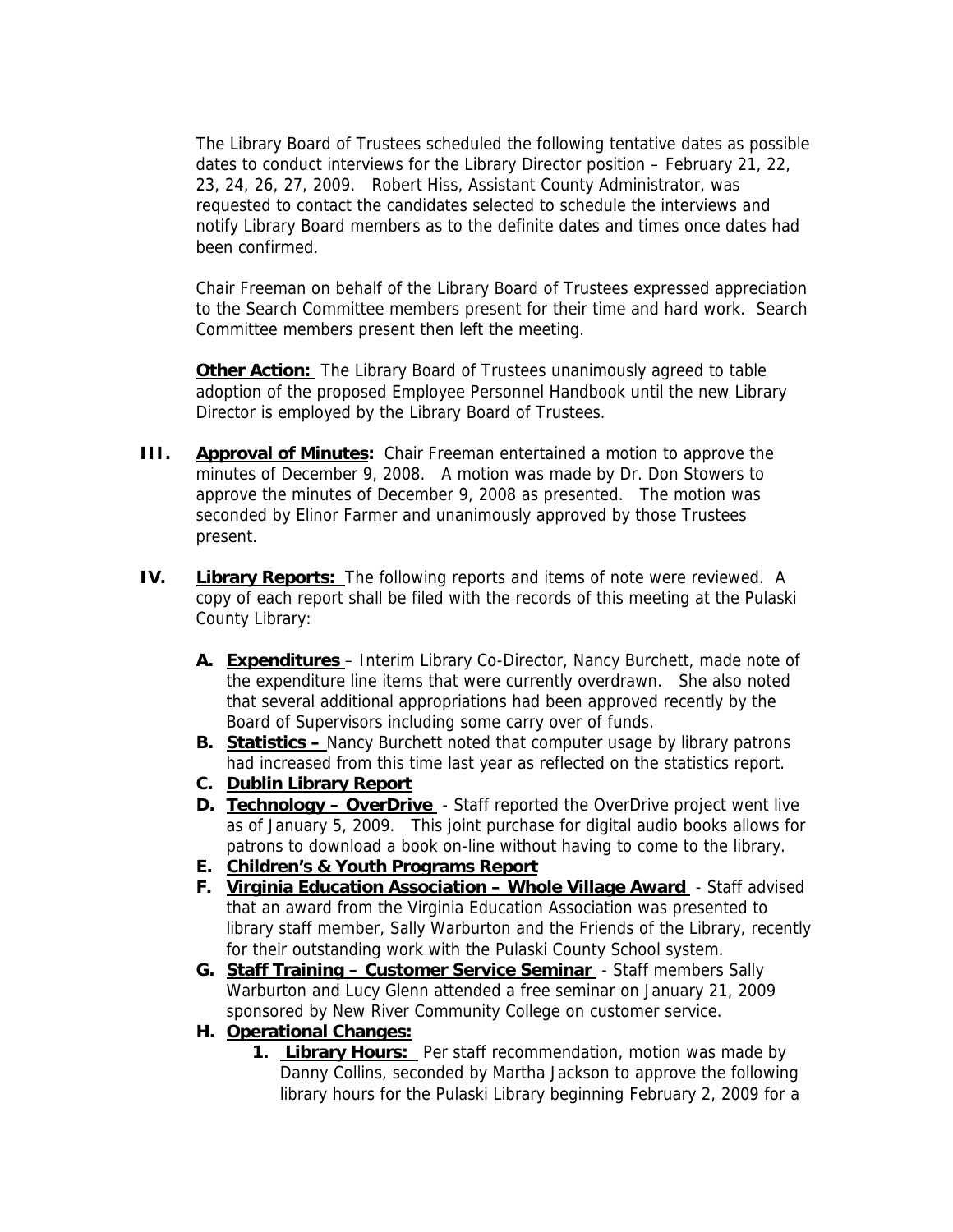The Library Board of Trustees scheduled the following tentative dates as possible dates to conduct interviews for the Library Director position – February 21, 22, 23, 24, 26, 27, 2009. Robert Hiss, Assistant County Administrator, was requested to contact the candidates selected to schedule the interviews and notify Library Board members as to the definite dates and times once dates had been confirmed.

Chair Freeman on behalf of the Library Board of Trustees expressed appreciation to the Search Committee members present for their time and hard work. Search Committee members present then left the meeting.

**Other Action:** The Library Board of Trustees unanimously agreed to table adoption of the proposed Employee Personnel Handbook until the new Library Director is employed by the Library Board of Trustees.

**III. Approval of Minutes:** Chair Freeman entertained a motion to approve the minutes of December 9, 2008. A motion was made by Dr. Don Stowers to approve the minutes of December 9, 2008 as presented. The motion was seconded by Elinor Farmer and unanimously approved by those Trustees present.

**IV. Library Reports:** The following reports and items of note were reviewed. A copy of each report shall be filed with the records of this meeting at the Pulaski County Library:

- **A. Expenditures** – Interim Library Co-Director, Nancy Burchett, made note of the expenditure line items that were currently overdrawn. She also noted that several additional appropriations had been approved recently by the Board of Supervisors including some carry over of funds.
- **B. Statistics –** Nancy Burchett noted that computer usage by library patrons had increased from this time last year as reflected on the statistics report.
- **C. Dublin Library Report**
- **D. Technology – OverDrive** - Staff reported the OverDrive project went live as of January 5, 2009. This joint purchase for digital audio books allows for patrons to download a book on-line without having to come to the library.
- **E. Children's & Youth Programs Report**
- **F. Virginia Education Association – Whole Village Award** - Staff advised that an award from the Virginia Education Association was presented to library staff member, Sally Warburton and the Friends of the Library, recently for their outstanding work with the Pulaski County School system.
- **G. Staff Training – Customer Service Seminar** - Staff members Sally Warburton and Lucy Glenn attended a free seminar on January 21, 2009 sponsored by New River Community College on customer service.
- **H. Operational Changes:**
  1. **Library Hours:** Per staff recommendation, motion was made by Danny Collins, seconded by Martha Jackson to approve the following library hours for the Pulaski Library beginning February 2, 2009 for a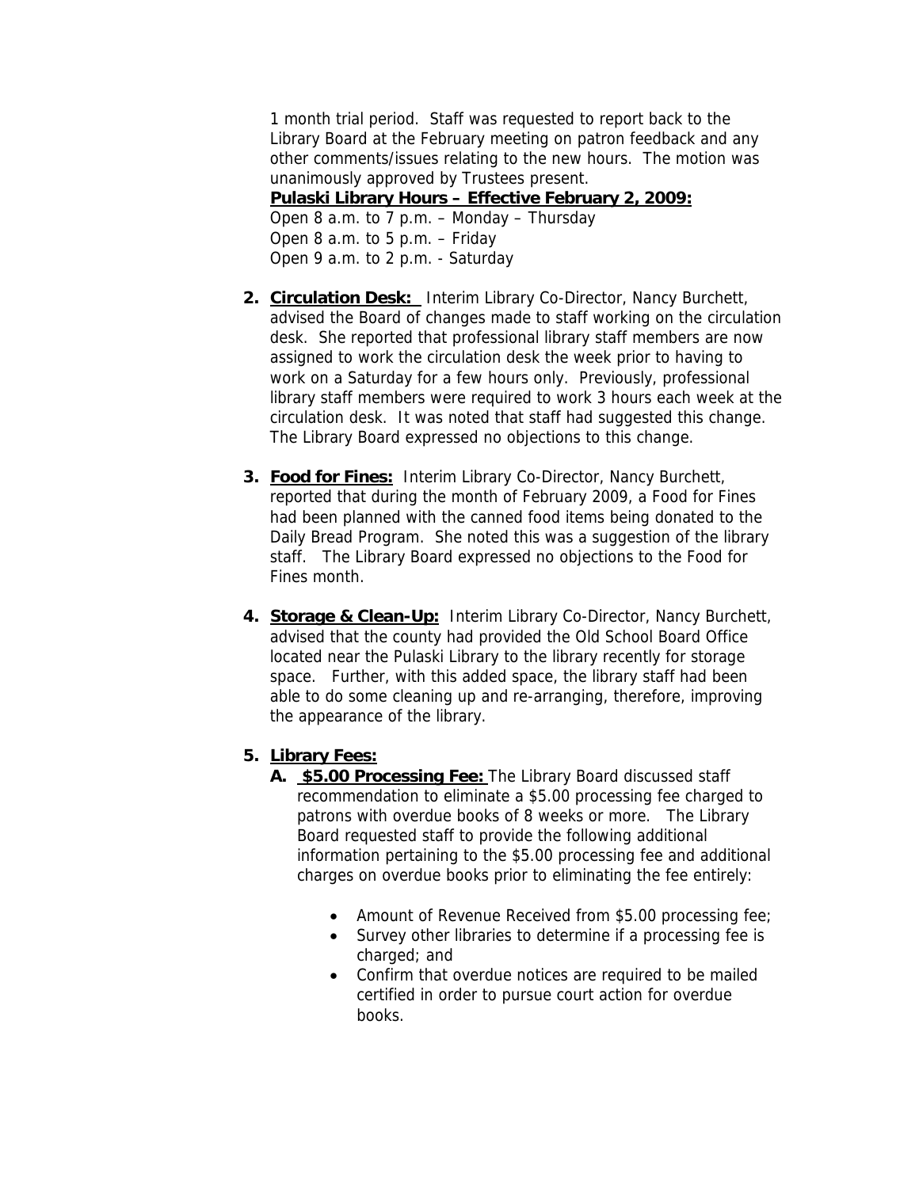1 month trial period. Staff was requested to report back to the Library Board at the February meeting on patron feedback and any other comments/issues relating to the new hours. The motion was unanimously approved by Trustees present.

**Pulaski Library Hours – Effective February 2, 2009:**
Open 8 a.m. to 7 p.m. – Monday – Thursday
Open 8 a.m. to 5 p.m. – Friday
Open 9 a.m. to 2 p.m. - Saturday

2. **Circulation Desk:** Interim Library Co-Director, Nancy Burchett, advised the Board of changes made to staff working on the circulation desk. She reported that professional library staff members are now assigned to work the circulation desk the week prior to having to work on a Saturday for a few hours only. Previously, professional library staff members were required to work 3 hours each week at the circulation desk. It was noted that staff had suggested this change. The Library Board expressed no objections to this change.

3. **Food for Fines:** Interim Library Co-Director, Nancy Burchett, reported that during the month of February 2009, a Food for Fines had been planned with the canned food items being donated to the Daily Bread Program. She noted this was a suggestion of the library staff. The Library Board expressed no objections to the Food for Fines month.

4. **Storage & Clean-Up:** Interim Library Co-Director, Nancy Burchett, advised that the county had provided the Old School Board Office located near the Pulaski Library to the library recently for storage space. Further, with this added space, the library staff had been able to do some cleaning up and re-arranging, therefore, improving the appearance of the library.

5. **Library Fees:**
   - **A. $5.00 Processing Fee:** The Library Board discussed staff recommendation to eliminate a $5.00 processing fee charged to patrons with overdue books of 8 weeks or more. The Library Board requested staff to provide the following additional information pertaining to the $5.00 processing fee and additional charges on overdue books prior to eliminating the fee entirely:
     - Amount of Revenue Received from $5.00 processing fee;
     - Survey other libraries to determine if a processing fee is charged; and
     - Confirm that overdue notices are required to be mailed certified in order to pursue court action for overdue books.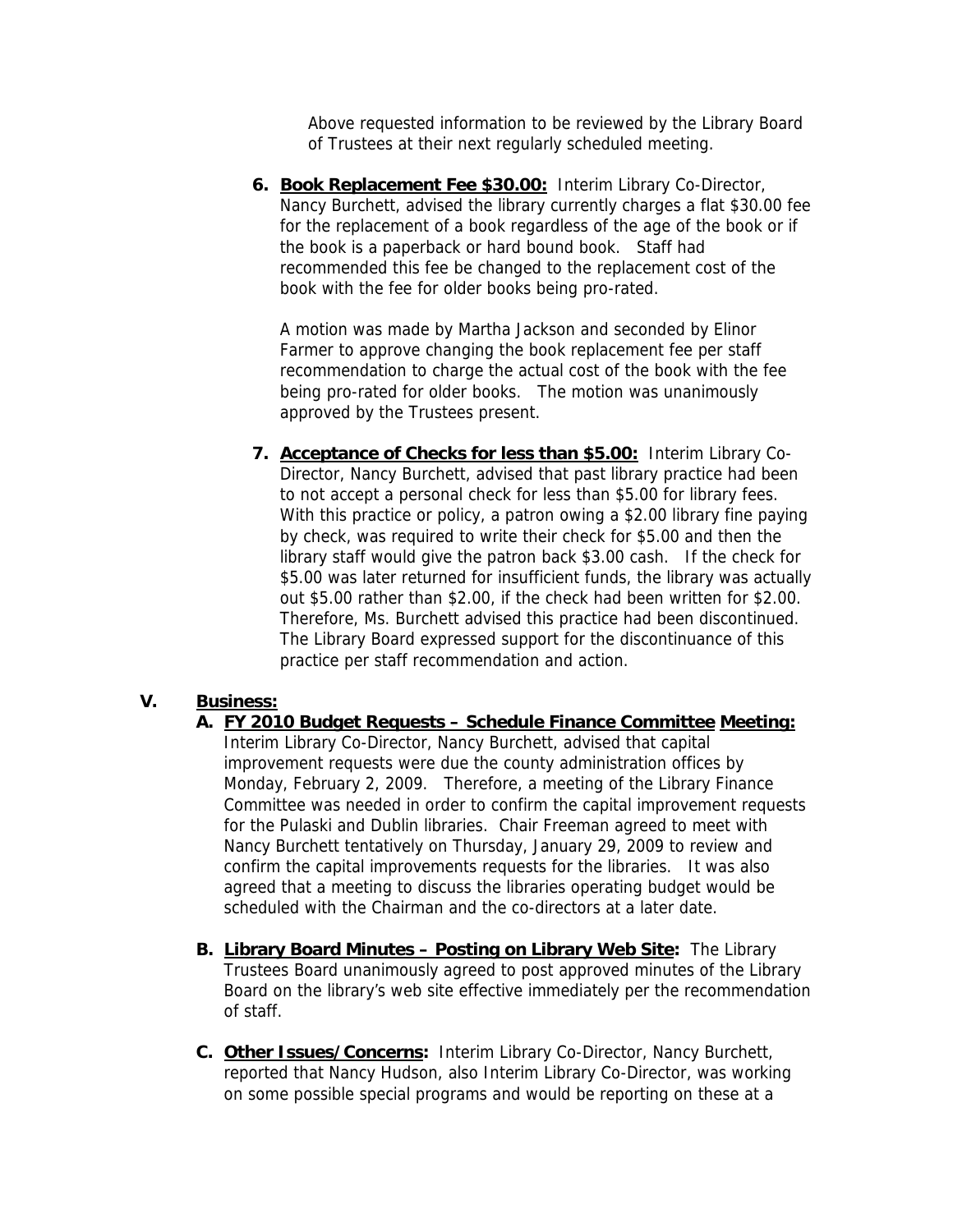Above requested information to be reviewed by the Library Board of Trustees at their next regularly scheduled meeting.

6. **Book Replacement Fee $30.00:** Interim Library Co-Director, Nancy Burchett, advised the library currently charges a flat $30.00 fee for the replacement of a book regardless of the age of the book or if the book is a paperback or hard bound book. Staff had recommended this fee be changed to the replacement cost of the book with the fee for older books being pro-rated.

   A motion was made by Martha Jackson and seconded by Elinor Farmer to approve changing the book replacement fee per staff recommendation to charge the actual cost of the book with the fee being pro-rated for older books. The motion was unanimously approved by the Trustees present.

7. **Acceptance of Checks for less than $5.00:** Interim Library Co-Director, Nancy Burchett, advised that past library practice had been to not accept a personal check for less than $5.00 for library fees. With this practice or policy, a patron owing a $2.00 library fine paying by check, was required to write their check for $5.00 and then the library staff would give the patron back $3.00 cash. If the check for $5.00 was later returned for insufficient funds, the library was actually out $5.00 rather than $2.00, if the check had been written for $2.00. Therefore, Ms. Burchett advised this practice had been discontinued. The Library Board expressed support for the discontinuance of this practice per staff recommendation and action.

## V. Business:

**A. FY 2010 Budget Requests – Schedule Finance Committee Meeting:** Interim Library Co-Director, Nancy Burchett, advised that capital improvement requests were due the county administration offices by Monday, February 2, 2009. Therefore, a meeting of the Library Finance Committee was needed in order to confirm the capital improvement requests for the Pulaski and Dublin libraries. Chair Freeman agreed to meet with Nancy Burchett tentatively on Thursday, January 29, 2009 to review and confirm the capital improvements requests for the libraries. It was also agreed that a meeting to discuss the libraries operating budget would be scheduled with the Chairman and the co-directors at a later date.

**B. Library Board Minutes – Posting on Library Web Site:** The Library Trustees Board unanimously agreed to post approved minutes of the Library Board on the library's web site effective immediately per the recommendation of staff.

**C. Other Issues/Concerns:** Interim Library Co-Director, Nancy Burchett, reported that Nancy Hudson, also Interim Library Co-Director, was working on some possible special programs and would be reporting on these at a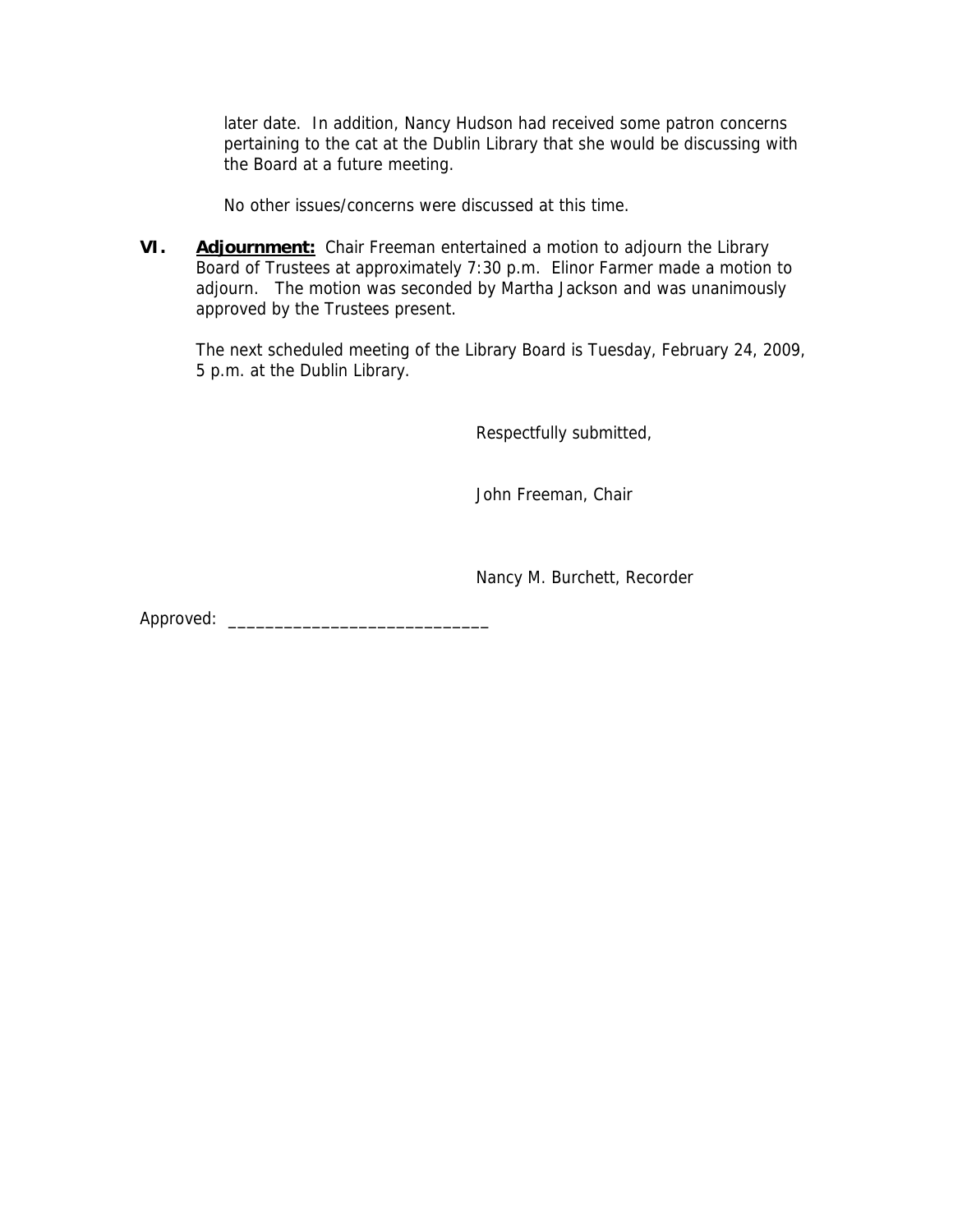later date. In addition, Nancy Hudson had received some patron concerns pertaining to the cat at the Dublin Library that she would be discussing with the Board at a future meeting.

No other issues/concerns were discussed at this time.

**VI. Adjournment:** Chair Freeman entertained a motion to adjourn the Library Board of Trustees at approximately 7:30 p.m. Elinor Farmer made a motion to adjourn. The motion was seconded by Martha Jackson and was unanimously approved by the Trustees present.

The next scheduled meeting of the Library Board is Tuesday, February 24, 2009, 5 p.m. at the Dublin Library.

Respectfully submitted,

John Freeman, Chair

Nancy M. Burchett, Recorder

Approved: ____________________________